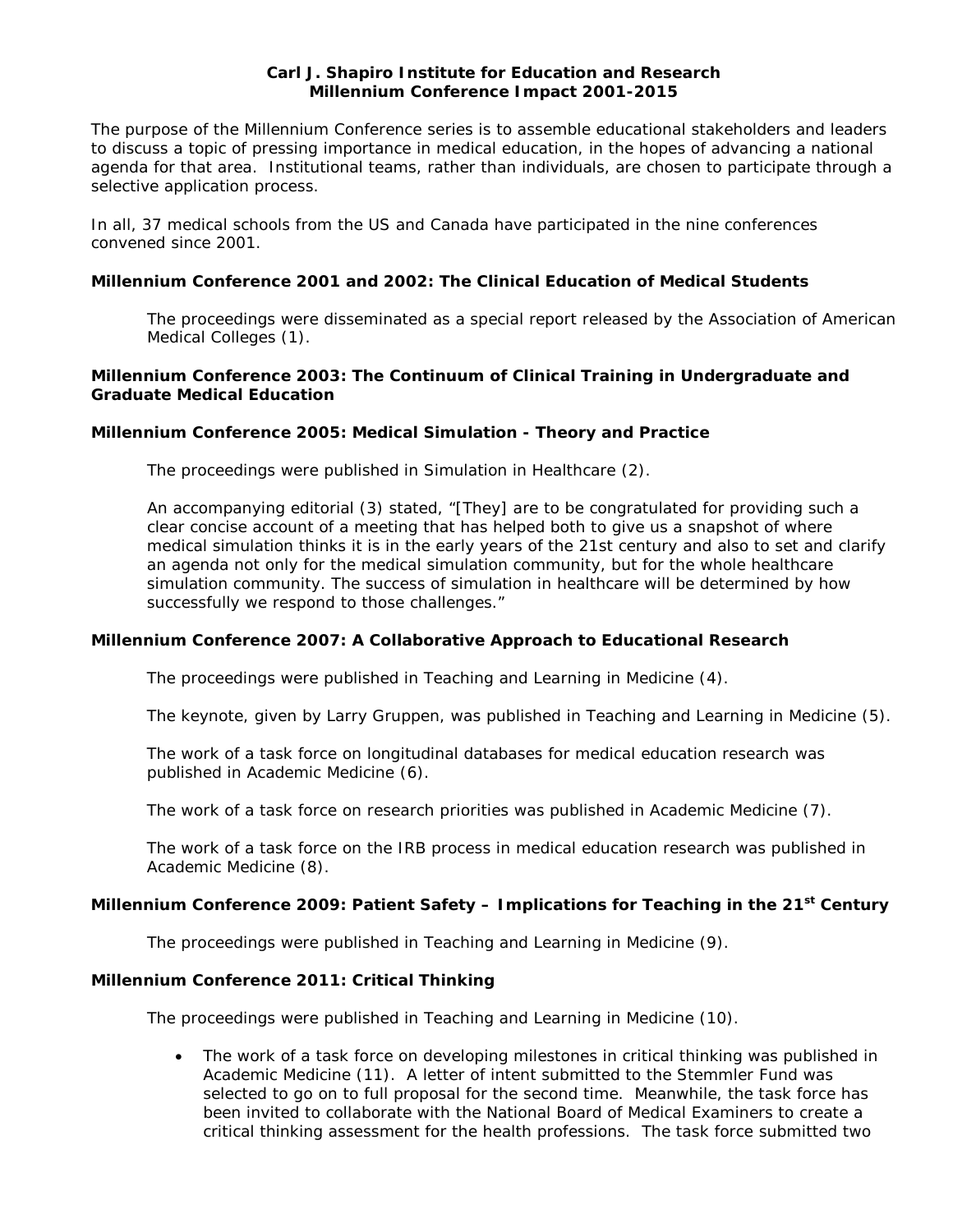# Carl J. Shapiro Institute for Education and Research
## Millennium Conference Impact 2001-2015

The purpose of the Millennium Conference series is to assemble educational stakeholders and leaders to discuss a topic of pressing importance in medical education, in the hopes of advancing a national agenda for that area. Institutional teams, rather than individuals, are chosen to participate through a selective application process.

In all, 37 medical schools from the US and Canada have participated in the nine conferences convened since 2001.

### Millennium Conference 2001 and 2002: The Clinical Education of Medical Students

The proceedings were disseminated as a special report released by the Association of American Medical Colleges (1).

### Millennium Conference 2003: The Continuum of Clinical Training in Undergraduate and Graduate Medical Education

### Millennium Conference 2005: Medical Simulation - Theory and Practice

The proceedings were published in Simulation in Healthcare (2).

An accompanying editorial (3) stated, "[They] are to be congratulated for providing such a clear concise account of a meeting that has helped both to give us a snapshot of where medical simulation thinks it is in the early years of the 21st century and also to set and clarify an agenda not only for the medical simulation community, but for the whole healthcare simulation community. The success of simulation in healthcare will be determined by how successfully we respond to those challenges."

### Millennium Conference 2007: A Collaborative Approach to Educational Research

The proceedings were published in Teaching and Learning in Medicine (4).

The keynote, given by Larry Gruppen, was published in Teaching and Learning in Medicine (5).

The work of a task force on longitudinal databases for medical education research was published in Academic Medicine (6).

The work of a task force on research priorities was published in Academic Medicine (7).

The work of a task force on the IRB process in medical education research was published in Academic Medicine (8).

### Millennium Conference 2009: Patient Safety – Implications for Teaching in the 21st Century

The proceedings were published in Teaching and Learning in Medicine (9).

### Millennium Conference 2011: Critical Thinking

The proceedings were published in Teaching and Learning in Medicine (10).

- The work of a task force on developing milestones in critical thinking was published in Academic Medicine (11). A letter of intent submitted to the Stemmler Fund was selected to go on to full proposal for the second time. Meanwhile, the task force has been invited to collaborate with the National Board of Medical Examiners to create a critical thinking assessment for the health professions. The task force submitted two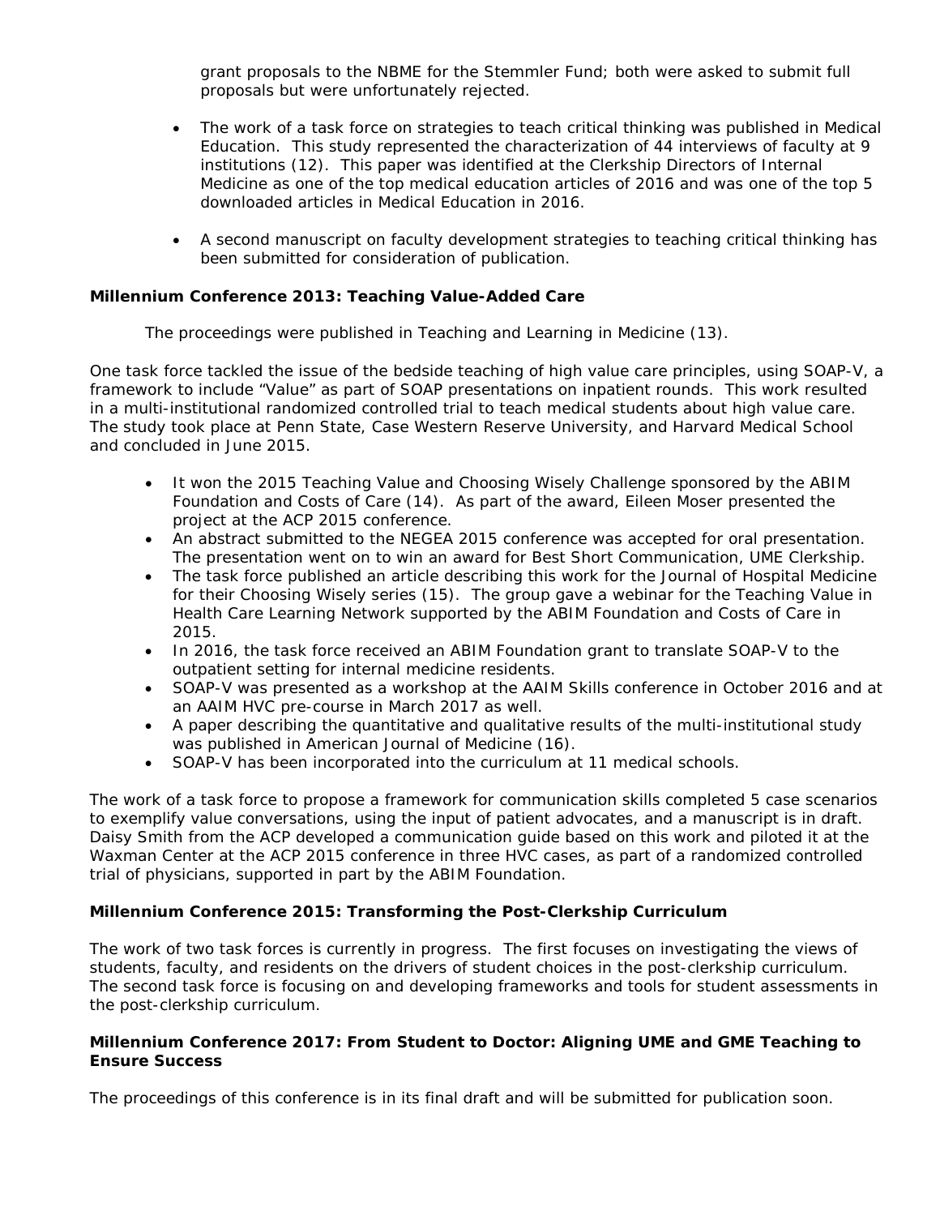grant proposals to the NBME for the Stemmler Fund; both were asked to submit full proposals but were unfortunately rejected.

- The work of a task force on strategies to teach critical thinking was published in Medical Education. This study represented the characterization of 44 interviews of faculty at 9 institutions (12). This paper was identified at the Clerkship Directors of Internal Medicine as one of the top medical education articles of 2016 and was one of the top 5 downloaded articles in Medical Education in 2016.

- A second manuscript on faculty development strategies to teaching critical thinking has been submitted for consideration of publication.

**Millennium Conference 2013: Teaching Value-Added Care**

The proceedings were published in Teaching and Learning in Medicine (13).

One task force tackled the issue of the bedside teaching of high value care principles, using SOAP-V, a framework to include "Value" as part of SOAP presentations on inpatient rounds. This work resulted in a multi-institutional randomized controlled trial to teach medical students about high value care. The study took place at Penn State, Case Western Reserve University, and Harvard Medical School and concluded in June 2015.

- It won the 2015 Teaching Value and Choosing Wisely Challenge sponsored by the ABIM Foundation and Costs of Care (14). As part of the award, Eileen Moser presented the project at the ACP 2015 conference.
- An abstract submitted to the NEGEA 2015 conference was accepted for oral presentation. The presentation went on to win an award for Best Short Communication, UME Clerkship.
- The task force published an article describing this work for the Journal of Hospital Medicine for their Choosing Wisely series (15). The group gave a webinar for the Teaching Value in Health Care Learning Network supported by the ABIM Foundation and Costs of Care in 2015.
- In 2016, the task force received an ABIM Foundation grant to translate SOAP-V to the outpatient setting for internal medicine residents.
- SOAP-V was presented as a workshop at the AAIM Skills conference in October 2016 and at an AAIM HVC pre-course in March 2017 as well.
- A paper describing the quantitative and qualitative results of the multi-institutional study was published in American Journal of Medicine (16).
- SOAP-V has been incorporated into the curriculum at 11 medical schools.

The work of a task force to propose a framework for communication skills completed 5 case scenarios to exemplify value conversations, using the input of patient advocates, and a manuscript is in draft. Daisy Smith from the ACP developed a communication guide based on this work and piloted it at the Waxman Center at the ACP 2015 conference in three HVC cases, as part of a randomized controlled trial of physicians, supported in part by the ABIM Foundation.

**Millennium Conference 2015: Transforming the Post-Clerkship Curriculum**

The work of two task forces is currently in progress. The first focuses on investigating the views of students, faculty, and residents on the drivers of student choices in the post-clerkship curriculum. The second task force is focusing on and developing frameworks and tools for student assessments in the post-clerkship curriculum.

**Millennium Conference 2017: From Student to Doctor: Aligning UME and GME Teaching to Ensure Success**

The proceedings of this conference is in its final draft and will be submitted for publication soon.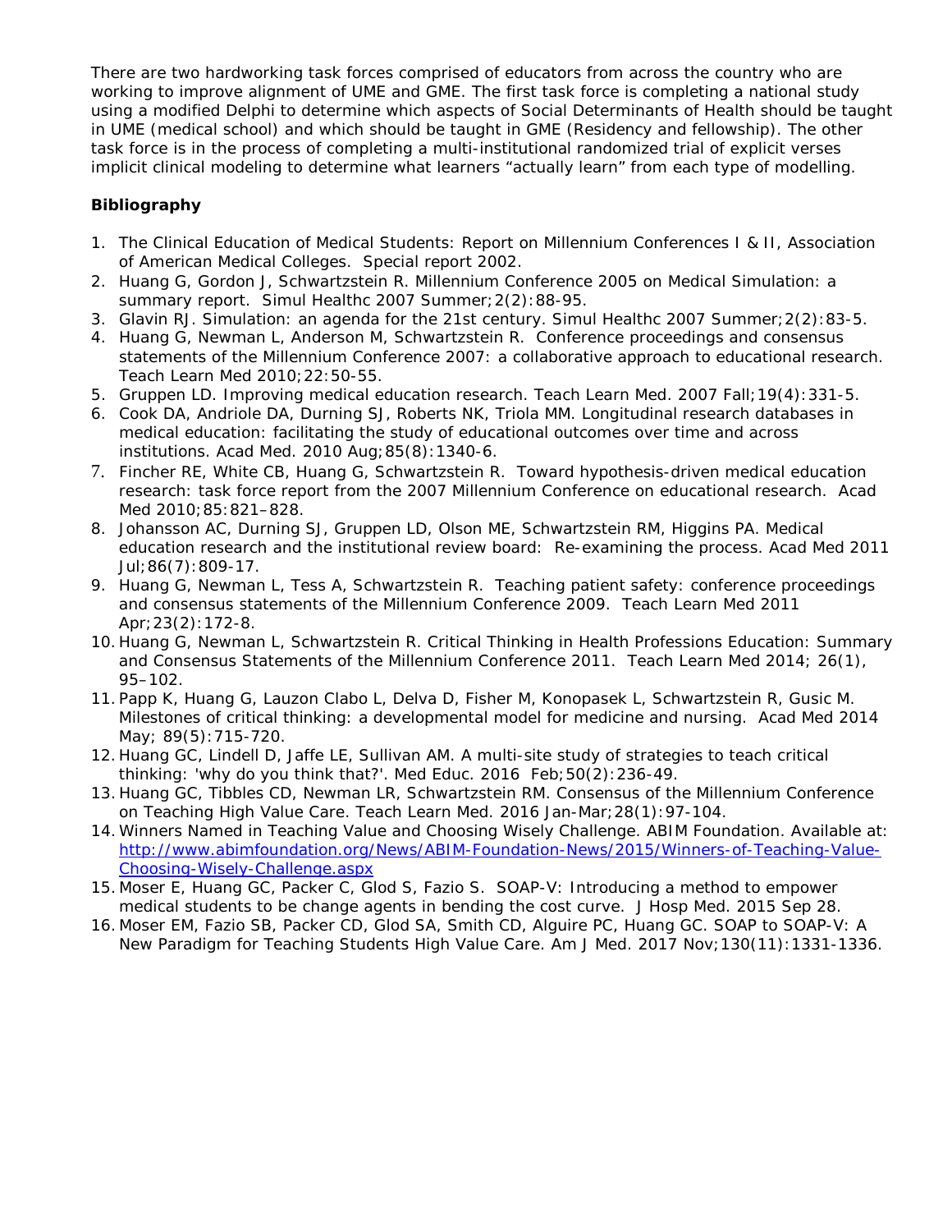There are two hardworking task forces comprised of educators from across the country who are working to improve alignment of UME and GME. The first task force is completing a national study using a modified Delphi to determine which aspects of Social Determinants of Health should be taught in UME (medical school) and which should be taught in GME (Residency and fellowship). The other task force is in the process of completing a multi-institutional randomized trial of explicit verses implicit clinical modeling to determine what learners "actually learn" from each type of modelling.

**Bibliography**

1. The Clinical Education of Medical Students: Report on Millennium Conferences I & II, Association of American Medical Colleges. Special report 2002.
2. Huang G, Gordon J, Schwartzstein R. Millennium Conference 2005 on Medical Simulation: a summary report. Simul Healthc 2007 Summer;2(2):88-95.
3. Glavin RJ. Simulation: an agenda for the 21st century. Simul Healthc 2007 Summer;2(2):83-5.
4. Huang G, Newman L, Anderson M, Schwartzstein R. Conference proceedings and consensus statements of the Millennium Conference 2007: a collaborative approach to educational research. Teach Learn Med 2010;22:50-55.
5. Gruppen LD. Improving medical education research. Teach Learn Med. 2007 Fall;19(4):331-5.
6. Cook DA, Andriole DA, Durning SJ, Roberts NK, Triola MM. Longitudinal research databases in medical education: facilitating the study of educational outcomes over time and across institutions. Acad Med. 2010 Aug;85(8):1340-6.
7. Fincher RE, White CB, Huang G, Schwartzstein R. Toward hypothesis-driven medical education research: task force report from the 2007 Millennium Conference on educational research. Acad Med 2010;85:821–828.
8. Johansson AC, Durning SJ, Gruppen LD, Olson ME, Schwartzstein RM, Higgins PA. Medical education research and the institutional review board: Re-examining the process. Acad Med 2011 Jul;86(7):809-17.
9. Huang G, Newman L, Tess A, Schwartzstein R. Teaching patient safety: conference proceedings and consensus statements of the Millennium Conference 2009. Teach Learn Med 2011 Apr;23(2):172-8.
10. Huang G, Newman L, Schwartzstein R. Critical Thinking in Health Professions Education: Summary and Consensus Statements of the Millennium Conference 2011. Teach Learn Med 2014; 26(1), 95–102.
11. Papp K, Huang G, Lauzon Clabo L, Delva D, Fisher M, Konopasek L, Schwartzstein R, Gusic M. Milestones of critical thinking: a developmental model for medicine and nursing. Acad Med 2014 May; 89(5):715-720.
12. Huang GC, Lindell D, Jaffe LE, Sullivan AM. A multi-site study of strategies to teach critical thinking: 'why do you think that?'. Med Educ. 2016 Feb;50(2):236-49.
13. Huang GC, Tibbles CD, Newman LR, Schwartzstein RM. Consensus of the Millennium Conference on Teaching High Value Care. Teach Learn Med. 2016 Jan-Mar;28(1):97-104.
14. Winners Named in Teaching Value and Choosing Wisely Challenge. ABIM Foundation. Available at: http://www.abimfoundation.org/News/ABIM-Foundation-News/2015/Winners-of-Teaching-Value-Choosing-Wisely-Challenge.aspx
15. Moser E, Huang GC, Packer C, Glod S, Fazio S. SOAP-V: Introducing a method to empower medical students to be change agents in bending the cost curve. J Hosp Med. 2015 Sep 28.
16. Moser EM, Fazio SB, Packer CD, Glod SA, Smith CD, Alguire PC, Huang GC. SOAP to SOAP-V: A New Paradigm for Teaching Students High Value Care. Am J Med. 2017 Nov;130(11):1331-1336.